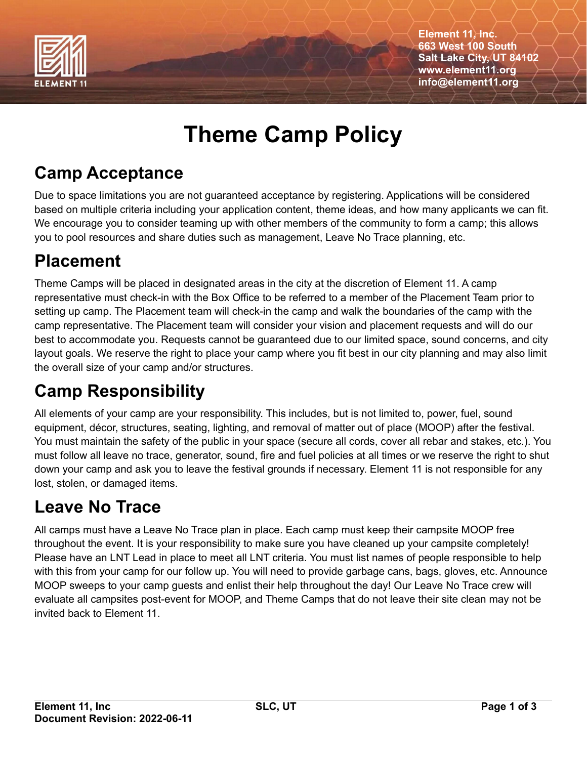Element 11, Inc.
663 West 100 South
Salt Lake City, UT 84102
www.element11.org
info@element11.org

# Theme Camp Policy

## Camp Acceptance

Due to space limitations you are not guaranteed acceptance by registering. Applications will be considered based on multiple criteria including your application content, theme ideas, and how many applicants we can fit. We encourage you to consider teaming up with other members of the community to form a camp; this allows you to pool resources and share duties such as management, Leave No Trace planning, etc.

## Placement

Theme Camps will be placed in designated areas in the city at the discretion of Element 11. A camp representative must check-in with the Box Office to be referred to a member of the Placement Team prior to setting up camp. The Placement team will check-in the camp and walk the boundaries of the camp with the camp representative. The Placement team will consider your vision and placement requests and will do our best to accommodate you. Requests cannot be guaranteed due to our limited space, sound concerns, and city layout goals. We reserve the right to place your camp where you fit best in our city planning and may also limit the overall size of your camp and/or structures.

## Camp Responsibility

All elements of your camp are your responsibility. This includes, but is not limited to, power, fuel, sound equipment, décor, structures, seating, lighting, and removal of matter out of place (MOOP) after the festival. You must maintain the safety of the public in your space (secure all cords, cover all rebar and stakes, etc.). You must follow all leave no trace, generator, sound, fire and fuel policies at all times or we reserve the right to shut down your camp and ask you to leave the festival grounds if necessary. Element 11 is not responsible for any lost, stolen, or damaged items.

## Leave No Trace

All camps must have a Leave No Trace plan in place. Each camp must keep their campsite MOOP free throughout the event. It is your responsibility to make sure you have cleaned up your campsite completely! Please have an LNT Lead in place to meet all LNT criteria. You must list names of people responsible to help with this from your camp for our follow up. You will need to provide garbage cans, bags, gloves, etc. Announce MOOP sweeps to your camp guests and enlist their help throughout the day! Our Leave No Trace crew will evaluate all campsites post-event for MOOP, and Theme Camps that do not leave their site clean may not be invited back to Element 11.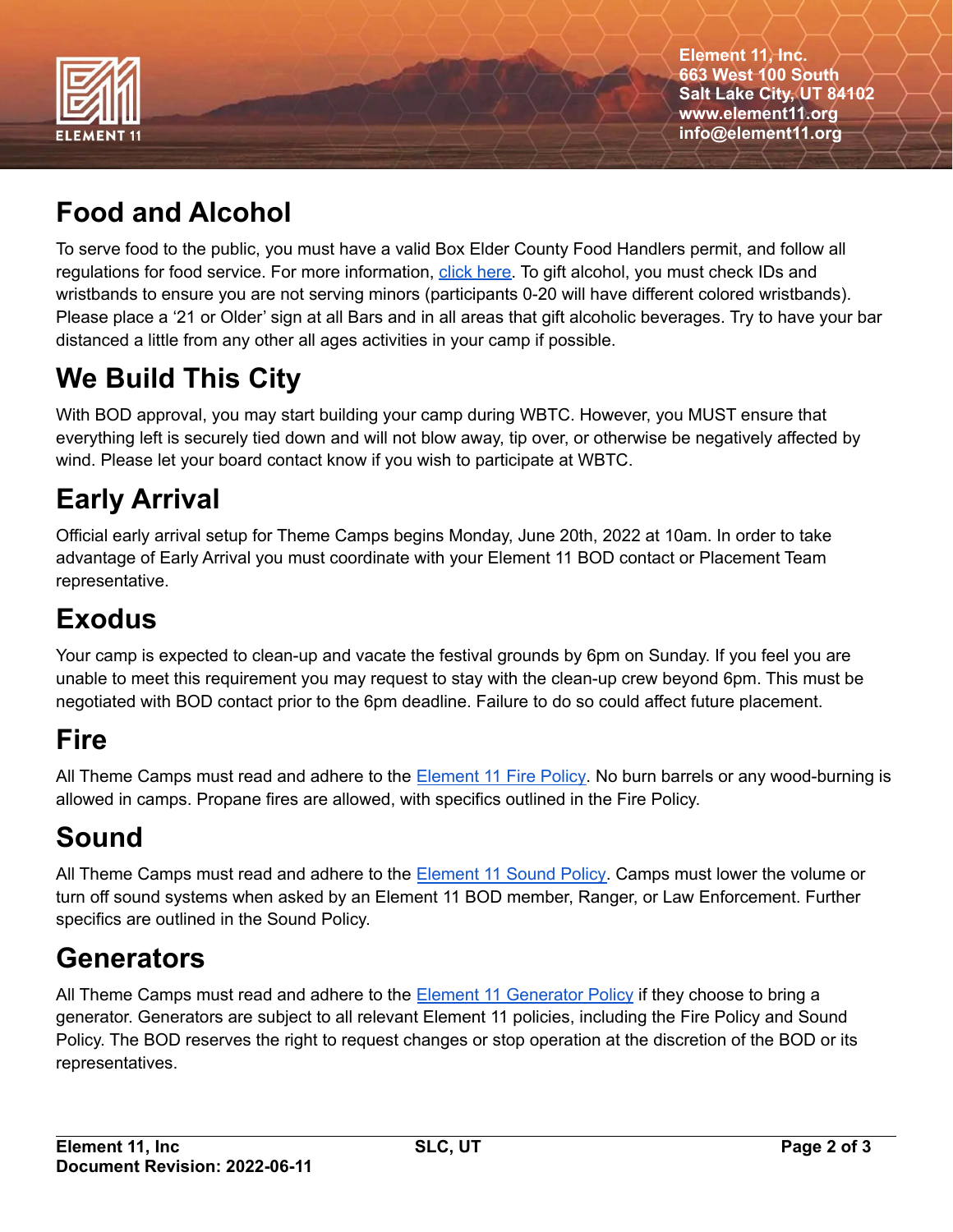## Food and Alcohol

To serve food to the public, you must have a valid Box Elder County Food Handlers permit, and follow all regulations for food service. For more information, click here. To gift alcohol, you must check IDs and wristbands to ensure you are not serving minors (participants 0-20 will have different colored wristbands). Please place a '21 or Older' sign at all Bars and in all areas that gift alcoholic beverages. Try to have your bar distanced a little from any other all ages activities in your camp if possible.

## We Build This City

With BOD approval, you may start building your camp during WBTC. However, you MUST ensure that everything left is securely tied down and will not blow away, tip over, or otherwise be negatively affected by wind. Please let your board contact know if you wish to participate at WBTC.

## Early Arrival

Official early arrival setup for Theme Camps begins Monday, June 20th, 2022 at 10am. In order to take advantage of Early Arrival you must coordinate with your Element 11 BOD contact or Placement Team representative.

## Exodus

Your camp is expected to clean-up and vacate the festival grounds by 6pm on Sunday. If you feel you are unable to meet this requirement you may request to stay with the clean-up crew beyond 6pm. This must be negotiated with BOD contact prior to the 6pm deadline. Failure to do so could affect future placement.

## Fire

All Theme Camps must read and adhere to the Element 11 Fire Policy. No burn barrels or any wood-burning is allowed in camps. Propane fires are allowed, with specifics outlined in the Fire Policy.

## Sound

All Theme Camps must read and adhere to the Element 11 Sound Policy. Camps must lower the volume or turn off sound systems when asked by an Element 11 BOD member, Ranger, or Law Enforcement. Further specifics are outlined in the Sound Policy.

## Generators

All Theme Camps must read and adhere to the Element 11 Generator Policy if they choose to bring a generator. Generators are subject to all relevant Element 11 policies, including the Fire Policy and Sound Policy. The BOD reserves the right to request changes or stop operation at the discretion of the BOD or its representatives.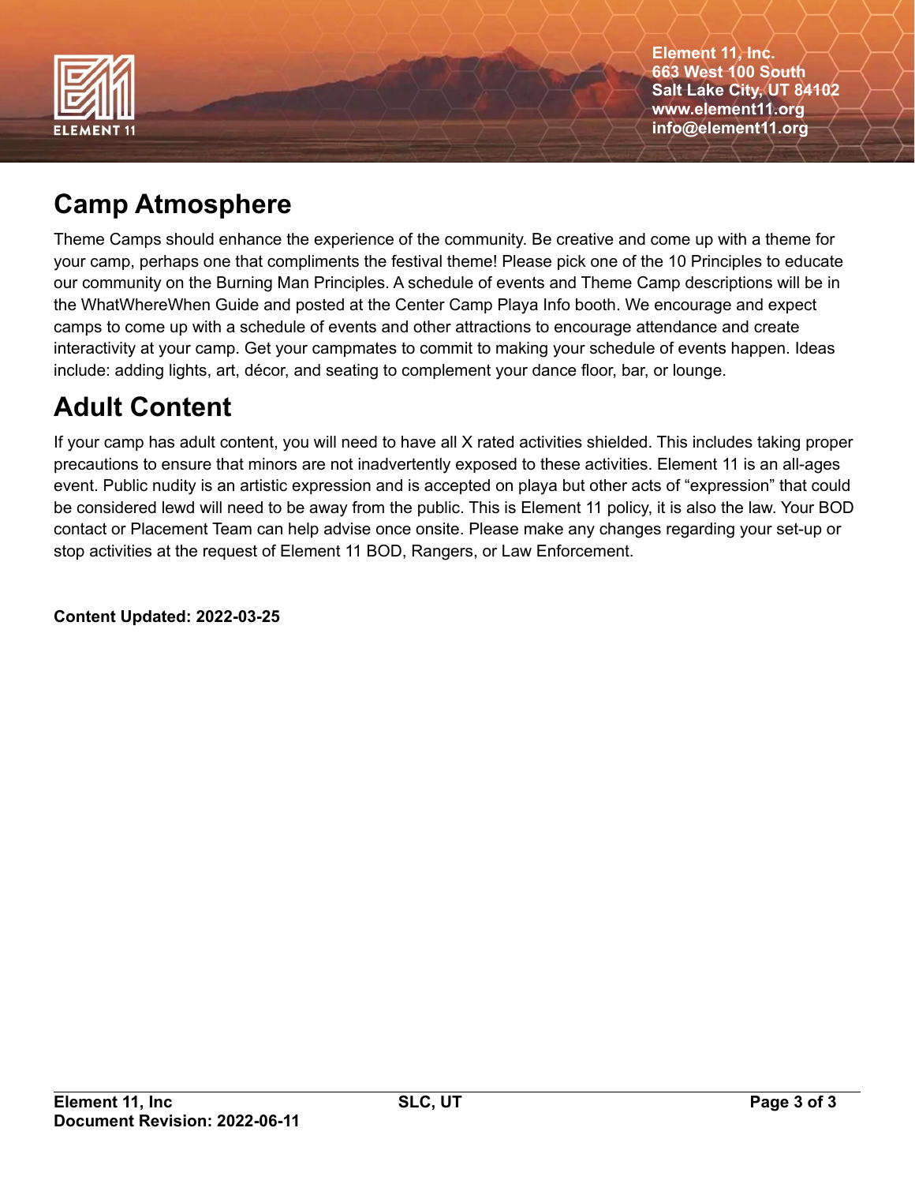## Camp Atmosphere

Theme Camps should enhance the experience of the community. Be creative and come up with a theme for your camp, perhaps one that compliments the festival theme! Please pick one of the 10 Principles to educate our community on the Burning Man Principles. A schedule of events and Theme Camp descriptions will be in the WhatWhereWhen Guide and posted at the Center Camp Playa Info booth. We encourage and expect camps to come up with a schedule of events and other attractions to encourage attendance and create interactivity at your camp. Get your campmates to commit to making your schedule of events happen. Ideas include: adding lights, art, décor, and seating to complement your dance floor, bar, or lounge.

## Adult Content

If your camp has adult content, you will need to have all X rated activities shielded. This includes taking proper precautions to ensure that minors are not inadvertently exposed to these activities. Element 11 is an all-ages event. Public nudity is an artistic expression and is accepted on playa but other acts of "expression" that could be considered lewd will need to be away from the public. This is Element 11 policy, it is also the law. Your BOD contact or Placement Team can help advise once onsite. Please make any changes regarding your set-up or stop activities at the request of Element 11 BOD, Rangers, or Law Enforcement.

**Content Updated: 2022-03-25**